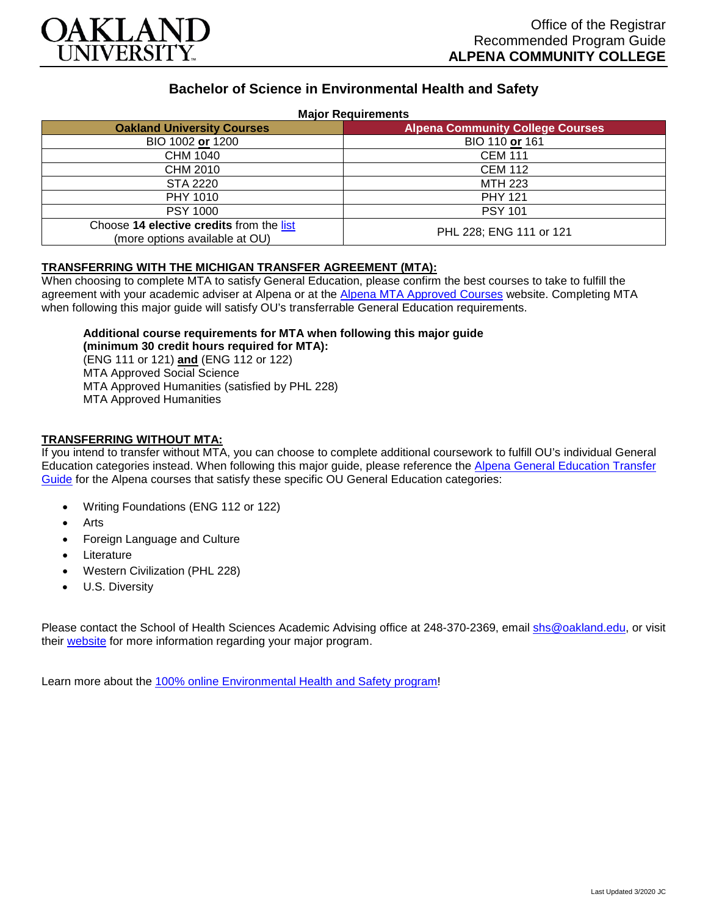# OAKLAND UNIVERSITY

Office of the Registrar
Recommended Program Guide
**ALPENA COMMUNITY COLLEGE**

## Bachelor of Science in Environmental Health and Safety

**Major Requirements**

| Oakland University Courses | Alpena Community College Courses |
|---|---|
| BIO 1002 **or** 1200 | BIO 110 **or** 161 |
| CHM 1040 | CEM 111 |
| CHM 2010 | CEM 112 |
| STA 2220 | MTH 223 |
| PHY 1010 | PHY 121 |
| PSY 1000 | PSY 101 |
| Choose **14 elective credits** from the list (more options available at OU) | PHL 228; ENG 111 or 121 |

**TRANSFERRING WITH THE MICHIGAN TRANSFER AGREEMENT (MTA):**

When choosing to complete MTA to satisfy General Education, please confirm the best courses to take to fulfill the agreement with your academic adviser at Alpena or at the Alpena MTA Approved Courses website. Completing MTA when following this major guide will satisfy OU's transferrable General Education requirements.

**Additional course requirements for MTA when following this major guide (minimum 30 credit hours required for MTA):**

(ENG 111 or 121) **and** (ENG 112 or 122)
MTA Approved Social Science
MTA Approved Humanities (satisfied by PHL 228)
MTA Approved Humanities

**TRANSFERRING WITHOUT MTA:**

If you intend to transfer without MTA, you can choose to complete additional coursework to fulfill OU's individual General Education categories instead. When following this major guide, please reference the Alpena General Education Transfer Guide for the Alpena courses that satisfy these specific OU General Education categories:

- Writing Foundations (ENG 112 or 122)
- Arts
- Foreign Language and Culture
- Literature
- Western Civilization (PHL 228)
- U.S. Diversity

Please contact the School of Health Sciences Academic Advising office at 248-370-2369, email shs@oakland.edu, or visit their website for more information regarding your major program.

Learn more about the 100% online Environmental Health and Safety program!

Last Updated 3/2020 JC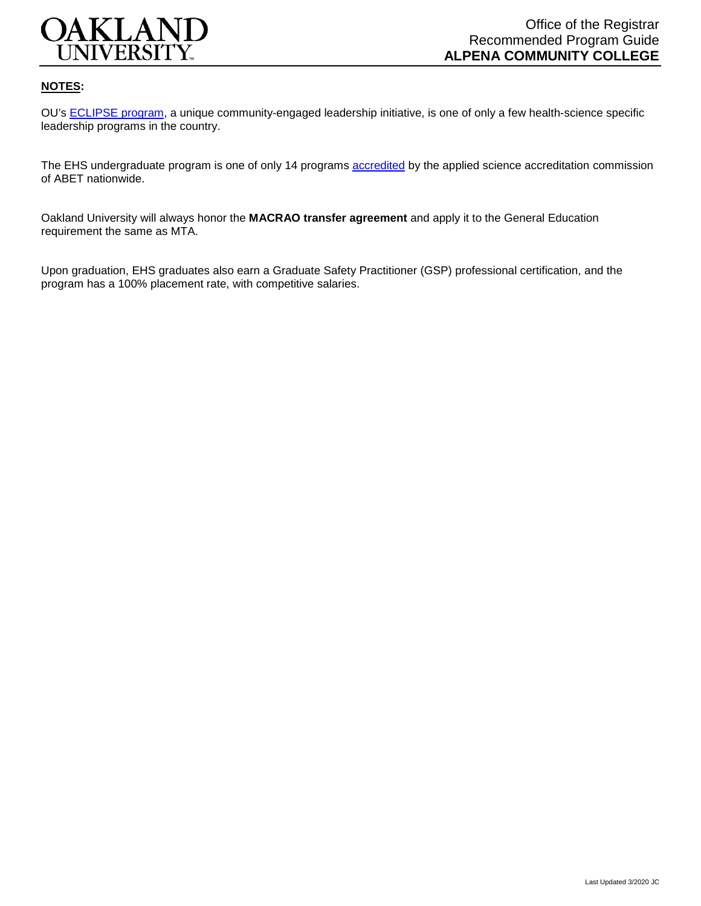**NOTES:**

OU's ECLIPSE program, a unique community-engaged leadership initiative, is one of only a few health-science specific leadership programs in the country.

The EHS undergraduate program is one of only 14 programs accredited by the applied science accreditation commission of ABET nationwide.

Oakland University will always honor the **MACRAO transfer agreement** and apply it to the General Education requirement the same as MTA.

Upon graduation, EHS graduates also earn a Graduate Safety Practitioner (GSP) professional certification, and the program has a 100% placement rate, with competitive salaries.

Last Updated 3/2020 JC